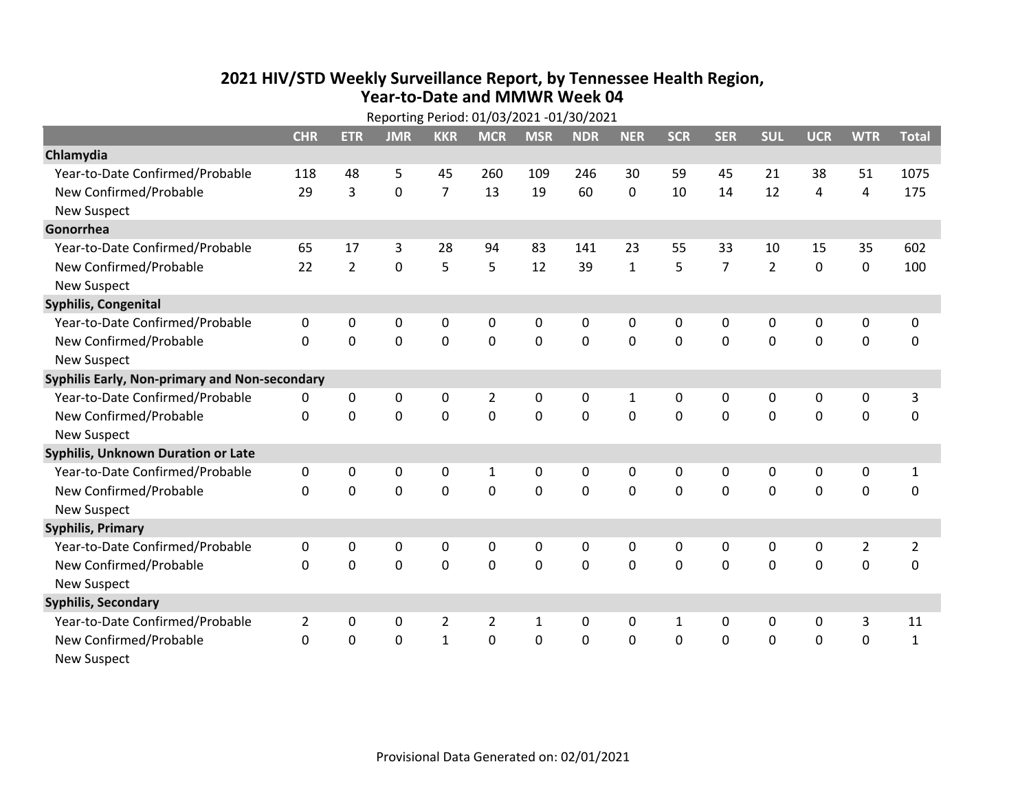# 2021 HIV/STD Weekly Surveillance Report, by Tennessee Health Region, Year-to-Date and MMWR Week 04

Reporting Period: 01/03/2021 -01/30/2021

| | CHR | ETR | JMR | KKR | MCR | MSR | NDR | NER | SCR | SER | SUL | UCR | WTR | Total |
|---|---|---|---|---|---|---|---|---|---|---|---|---|---|---|
| **Chlamydia** | | | | | | | | | | | | | | |
| Year-to-Date Confirmed/Probable | 118 | 48 | 5 | 45 | 260 | 109 | 246 | 30 | 59 | 45 | 21 | 38 | 51 | 1075 |
| New Confirmed/Probable | 29 | 3 | 0 | 7 | 13 | 19 | 60 | 0 | 10 | 14 | 12 | 4 | 4 | 175 |
| New Suspect | | | | | | | | | | | | | | |
| **Gonorrhea** | | | | | | | | | | | | | | |
| Year-to-Date Confirmed/Probable | 65 | 17 | 3 | 28 | 94 | 83 | 141 | 23 | 55 | 33 | 10 | 15 | 35 | 602 |
| New Confirmed/Probable | 22 | 2 | 0 | 5 | 5 | 12 | 39 | 1 | 5 | 7 | 2 | 0 | 0 | 100 |
| New Suspect | | | | | | | | | | | | | | |
| **Syphilis, Congenital** | | | | | | | | | | | | | | |
| Year-to-Date Confirmed/Probable | 0 | 0 | 0 | 0 | 0 | 0 | 0 | 0 | 0 | 0 | 0 | 0 | 0 | 0 |
| New Confirmed/Probable | 0 | 0 | 0 | 0 | 0 | 0 | 0 | 0 | 0 | 0 | 0 | 0 | 0 | 0 |
| New Suspect | | | | | | | | | | | | | | |
| **Syphilis Early, Non-primary and Non-secondary** | | | | | | | | | | | | | | |
| Year-to-Date Confirmed/Probable | 0 | 0 | 0 | 0 | 2 | 0 | 0 | 1 | 0 | 0 | 0 | 0 | 0 | 3 |
| New Confirmed/Probable | 0 | 0 | 0 | 0 | 0 | 0 | 0 | 0 | 0 | 0 | 0 | 0 | 0 | 0 |
| New Suspect | | | | | | | | | | | | | | |
| **Syphilis, Unknown Duration or Late** | | | | | | | | | | | | | | |
| Year-to-Date Confirmed/Probable | 0 | 0 | 0 | 0 | 1 | 0 | 0 | 0 | 0 | 0 | 0 | 0 | 0 | 1 |
| New Confirmed/Probable | 0 | 0 | 0 | 0 | 0 | 0 | 0 | 0 | 0 | 0 | 0 | 0 | 0 | 0 |
| New Suspect | | | | | | | | | | | | | | |
| **Syphilis, Primary** | | | | | | | | | | | | | | |
| Year-to-Date Confirmed/Probable | 0 | 0 | 0 | 0 | 0 | 0 | 0 | 0 | 0 | 0 | 0 | 0 | 2 | 2 |
| New Confirmed/Probable | 0 | 0 | 0 | 0 | 0 | 0 | 0 | 0 | 0 | 0 | 0 | 0 | 0 | 0 |
| New Suspect | | | | | | | | | | | | | | |
| **Syphilis, Secondary** | | | | | | | | | | | | | | |
| Year-to-Date Confirmed/Probable | 2 | 0 | 0 | 2 | 2 | 1 | 0 | 0 | 1 | 0 | 0 | 0 | 3 | 11 |
| New Confirmed/Probable | 0 | 0 | 0 | 1 | 0 | 0 | 0 | 0 | 0 | 0 | 0 | 0 | 0 | 1 |
| New Suspect | | | | | | | | | | | | | | |

Provisional Data Generated on: 02/01/2021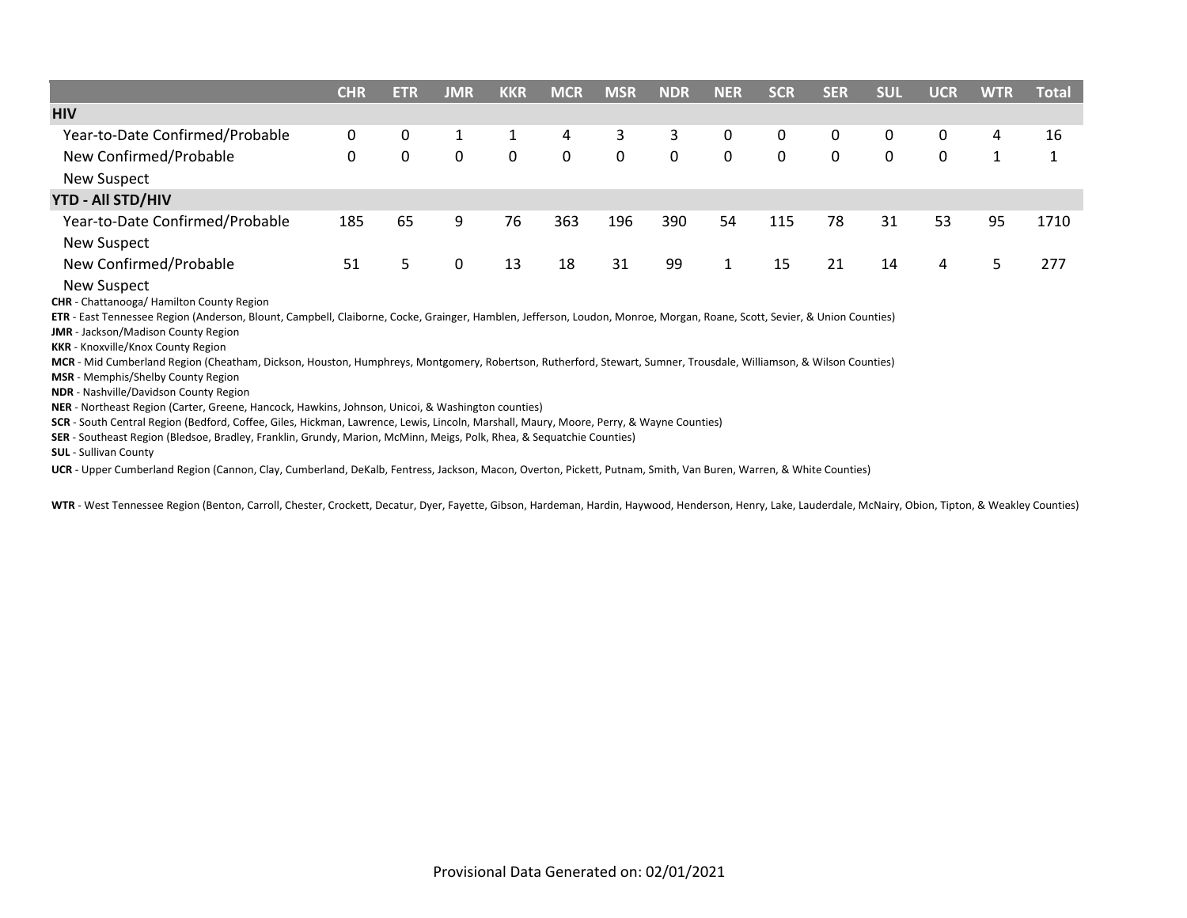| | CHR | ETR | JMR | KKR | MCR | MSR | NDR | NER | SCR | SER | SUL | UCR | WTR | Total |
|---|---|---|---|---|---|---|---|---|---|---|---|---|---|---|
| **HIV** | | | | | | | | | | | | | | |
| Year-to-Date Confirmed/Probable | 0 | 0 | 1 | 1 | 4 | 3 | 3 | 0 | 0 | 0 | 0 | 0 | 4 | 16 |
| New Confirmed/Probable | 0 | 0 | 0 | 0 | 0 | 0 | 0 | 0 | 0 | 0 | 0 | 0 | 1 | 1 |
| New Suspect | | | | | | | | | | | | | | |
| **YTD - All STD/HIV** | | | | | | | | | | | | | | |
| Year-to-Date Confirmed/Probable | 185 | 65 | 9 | 76 | 363 | 196 | 390 | 54 | 115 | 78 | 31 | 53 | 95 | 1710 |
| New Suspect | | | | | | | | | | | | | | |
| New Confirmed/Probable | 51 | 5 | 0 | 13 | 18 | 31 | 99 | 1 | 15 | 21 | 14 | 4 | 5 | 277 |
| New Suspect | | | | | | | | | | | | | | |

**CHR** - Chattanooga/ Hamilton County Region

**ETR** - East Tennessee Region (Anderson, Blount, Campbell, Claiborne, Cocke, Grainger, Hamblen, Jefferson, Loudon, Monroe, Morgan, Roane, Scott, Sevier, & Union Counties)

**JMR** - Jackson/Madison County Region

**KKR** - Knoxville/Knox County Region

**MCR** - Mid Cumberland Region (Cheatham, Dickson, Houston, Humphreys, Montgomery, Robertson, Rutherford, Stewart, Sumner, Trousdale, Williamson, & Wilson Counties)

**MSR** - Memphis/Shelby County Region

**NDR** - Nashville/Davidson County Region

**NER** - Northeast Region (Carter, Greene, Hancock, Hawkins, Johnson, Unicoi, & Washington counties)

**SCR** - South Central Region (Bedford, Coffee, Giles, Hickman, Lawrence, Lewis, Lincoln, Marshall, Maury, Moore, Perry, & Wayne Counties)

**SER** - Southeast Region (Bledsoe, Bradley, Franklin, Grundy, Marion, McMinn, Meigs, Polk, Rhea, & Sequatchie Counties)

**SUL** - Sullivan County

**UCR** - Upper Cumberland Region (Cannon, Clay, Cumberland, DeKalb, Fentress, Jackson, Macon, Overton, Pickett, Putnam, Smith, Van Buren, Warren, & White Counties)

**WTR** - West Tennessee Region (Benton, Carroll, Chester, Crockett, Decatur, Dyer, Fayette, Gibson, Hardeman, Hardin, Haywood, Henderson, Henry, Lake, Lauderdale, McNairy, Obion, Tipton, & Weakley Counties)

Provisional Data Generated on: 02/01/2021